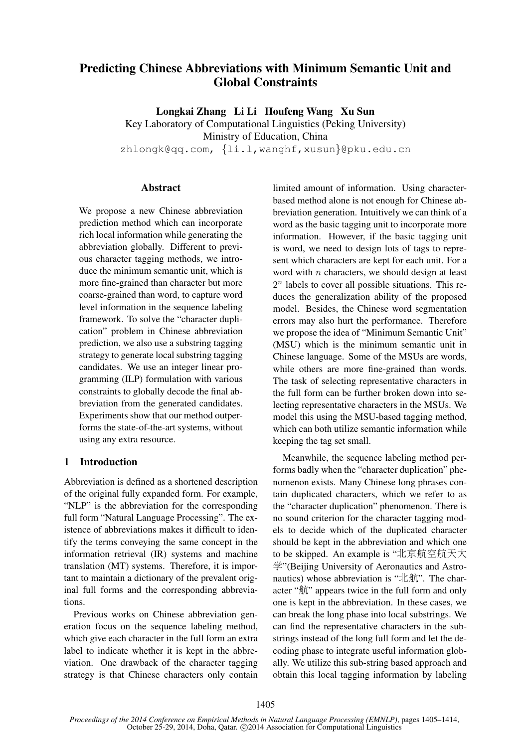# Predicting Chinese Abbreviations with Minimum Semantic Unit and Global Constraints

**Longkai Zhang Li Li Houfeng Wang Xu Sun**

Key Laboratory of Computational Linguistics (Peking University)
Ministry of Education, China
zhlongk@qq.com, {li.l,wanghf,xusun}@pku.edu.cn

## Abstract

We propose a new Chinese abbreviation prediction method which can incorporate rich local information while generating the abbreviation globally. Different to previous character tagging methods, we introduce the minimum semantic unit, which is more fine-grained than character but more coarse-grained than word, to capture word level information in the sequence labeling framework. To solve the "character duplication" problem in Chinese abbreviation prediction, we also use a substring tagging strategy to generate local substring tagging candidates. We use an integer linear programming (ILP) formulation with various constraints to globally decode the final abbreviation from the generated candidates. Experiments show that our method outperforms the state-of-the-art systems, without using any extra resource.

## 1 Introduction

Abbreviation is defined as a shortened description of the original fully expanded form. For example, "NLP" is the abbreviation for the corresponding full form "Natural Language Processing". The existence of abbreviations makes it difficult to identify the terms conveying the same concept in the information retrieval (IR) systems and machine translation (MT) systems. Therefore, it is important to maintain a dictionary of the prevalent original full forms and the corresponding abbreviations.

Previous works on Chinese abbreviation generation focus on the sequence labeling method, which give each character in the full form an extra label to indicate whether it is kept in the abbreviation. One drawback of the character tagging strategy is that Chinese characters only contain limited amount of information. Using character-based method alone is not enough for Chinese abbreviation generation. Intuitively we can think of a word as the basic tagging unit to incorporate more information. However, if the basic tagging unit is word, we need to design lots of tags to represent which characters are kept for each unit. For a word with $n$ characters, we should design at least $2^n$ labels to cover all possible situations. This reduces the generalization ability of the proposed model. Besides, the Chinese word segmentation errors may also hurt the performance. Therefore we propose the idea of "Minimum Semantic Unit" (MSU) which is the minimum semantic unit in Chinese language. Some of the MSUs are words, while others are more fine-grained than words. The task of selecting representative characters in the full form can be further broken down into selecting representative characters in the MSUs. We model this using the MSU-based tagging method, which can both utilize semantic information while keeping the tag set small.

Meanwhile, the sequence labeling method performs badly when the "character duplication" phenomenon exists. Many Chinese long phrases contain duplicated characters, which we refer to as the "character duplication" phenomenon. There is no sound criterion for the character tagging models to decide which of the duplicated character should be kept in the abbreviation and which one to be skipped. An example is "北京航空航天大学"(Beijing University of Aeronautics and Astronautics) whose abbreviation is "北航". The character "航" appears twice in the full form and only one is kept in the abbreviation. In these cases, we can break the long phase into local substrings. We can find the representative characters in the substrings instead of the long full form and let the decoding phase to integrate useful information globally. We utilize this sub-string based approach and obtain this local tagging information by labeling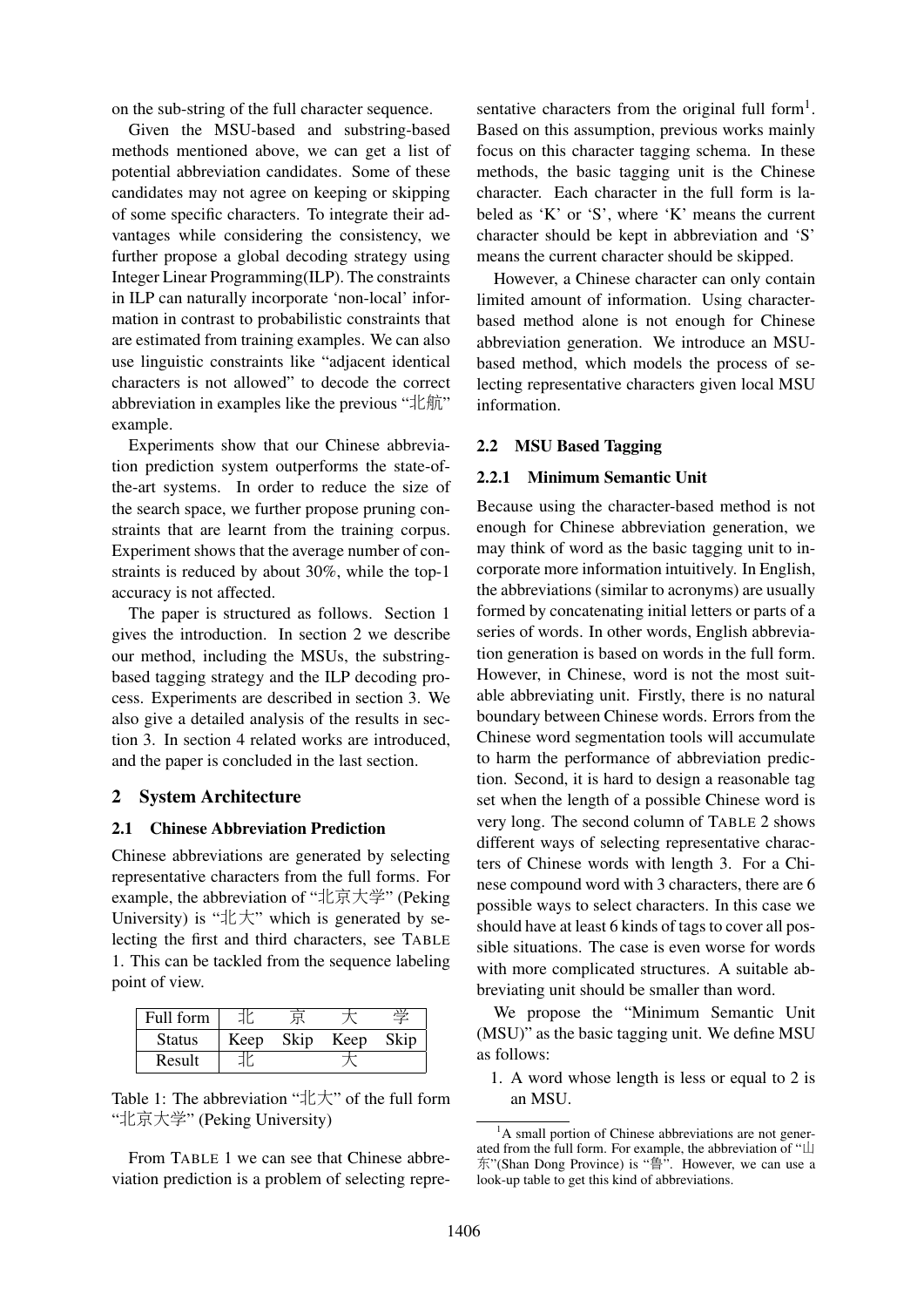on the sub-string of the full character sequence.

Given the MSU-based and substring-based methods mentioned above, we can get a list of potential abbreviation candidates. Some of these candidates may not agree on keeping or skipping of some specific characters. To integrate their advantages while considering the consistency, we further propose a global decoding strategy using Integer Linear Programming(ILP). The constraints in ILP can naturally incorporate 'non-local' information in contrast to probabilistic constraints that are estimated from training examples. We can also use linguistic constraints like "adjacent identical characters is not allowed" to decode the correct abbreviation in examples like the previous "北航" example.

Experiments show that our Chinese abbreviation prediction system outperforms the state-of-the-art systems. In order to reduce the size of the search space, we further propose pruning constraints that are learnt from the training corpus. Experiment shows that the average number of constraints is reduced by about 30%, while the top-1 accuracy is not affected.

The paper is structured as follows. Section 1 gives the introduction. In section 2 we describe our method, including the MSUs, the substring-based tagging strategy and the ILP decoding process. Experiments are described in section 3. We also give a detailed analysis of the results in section 3. In section 4 related works are introduced, and the paper is concluded in the last section.

## 2 System Architecture

### 2.1 Chinese Abbreviation Prediction

Chinese abbreviations are generated by selecting representative characters from the full forms. For example, the abbreviation of "北京大学" (Peking University) is "北大" which is generated by selecting the first and third characters, see TABLE 1. This can be tackled from the sequence labeling point of view.

| Full form | 北 | 京 | 大 | 学 |
|---|---|---|---|---|
| Status | Keep | Skip | Keep | Skip |
| Result | 北 | | 大 | |

Table 1: The abbreviation "北大" of the full form "北京大学" (Peking University)

From TABLE 1 we can see that Chinese abbreviation prediction is a problem of selecting representative characters from the original full form[1]. Based on this assumption, previous works mainly focus on this character tagging schema. In these methods, the basic tagging unit is the Chinese character. Each character in the full form is labeled as 'K' or 'S', where 'K' means the current character should be kept in abbreviation and 'S' means the current character should be skipped.

However, a Chinese character can only contain limited amount of information. Using character-based method alone is not enough for Chinese abbreviation generation. We introduce an MSU-based method, which models the process of selecting representative characters given local MSU information.

### 2.2 MSU Based Tagging

#### 2.2.1 Minimum Semantic Unit

Because using the character-based method is not enough for Chinese abbreviation generation, we may think of word as the basic tagging unit to incorporate more information intuitively. In English, the abbreviations (similar to acronyms) are usually formed by concatenating initial letters or parts of a series of words. In other words, English abbreviation generation is based on words in the full form. However, in Chinese, word is not the most suitable abbreviating unit. Firstly, there is no natural boundary between Chinese words. Errors from the Chinese word segmentation tools will accumulate to harm the performance of abbreviation prediction. Second, it is hard to design a reasonable tag set when the length of a possible Chinese word is very long. The second column of TABLE 2 shows different ways of selecting representative characters of Chinese words with length 3. For a Chinese compound word with 3 characters, there are 6 possible ways to select characters. In this case we should have at least 6 kinds of tags to cover all possible situations. The case is even worse for words with more complicated structures. A suitable abbreviating unit should be smaller than word.

We propose the "Minimum Semantic Unit (MSU)" as the basic tagging unit. We define MSU as follows:

1. A word whose length is less or equal to 2 is an MSU.

[1]A small portion of Chinese abbreviations are not generated from the full form. For example, the abbreviation of "山东"(Shan Dong Province) is "鲁". However, we can use a look-up table to get this kind of abbreviations.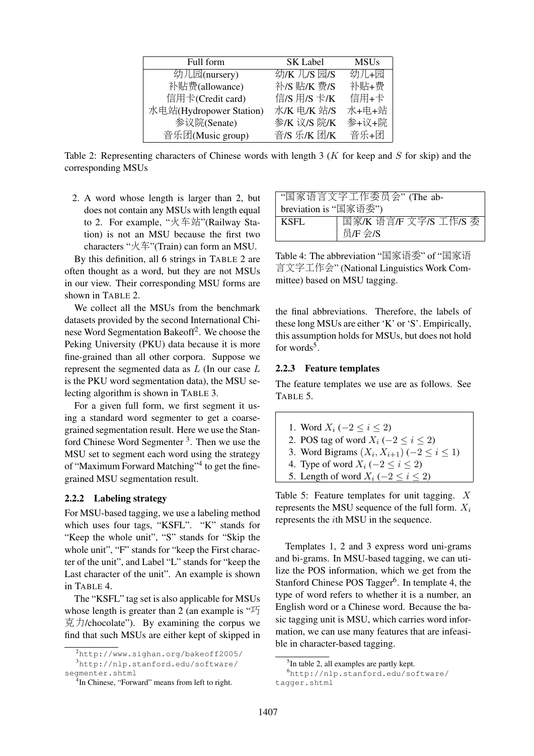| Full form | SK Label | MSUs |
|---|---|---|
| 幼儿园(nursery) | 幼/K 儿/S 园/S | 幼儿+园 |
| 补贴费(allowance) | 补/S 贴/K 费/S | 补贴+费 |
| 信用卡(Credit card) | 信/S 用/S 卡/K | 信用+卡 |
| 水电站(Hydropower Station) | 水/K 电/K 站/S | 水+电+站 |
| 参议院(Senate) | 参/K 议/S 院/K | 参+议+院 |
| 音乐团(Music group) | 音/S 乐/K 团/K | 音乐+团 |

Table 2: Representing characters of Chinese words with length 3 ($K$ for keep and $S$ for skip) and the corresponding MSUs

2. A word whose length is larger than 2, but does not contain any MSUs with length equal to 2. For example, "火车站"(Railway Station) is not an MSU because the first two characters "火车"(Train) can form an MSU.

By this definition, all 6 strings in TABLE 2 are often thought as a word, but they are not MSUs in our view. Their corresponding MSU forms are shown in TABLE 2.

We collect all the MSUs from the benchmark datasets provided by the second International Chinese Word Segmentation Bakeoff[2]. We choose the Peking University (PKU) data because it is more fine-grained than all other corpora. Suppose we represent the segmented data as $L$ (In our case $L$ is the PKU word segmentation data), the MSU selecting algorithm is shown in TABLE 3.

For a given full form, we first segment it using a standard word segmenter to get a coarse-grained segmentation result. Here we use the Stanford Chinese Word Segmenter [3]. Then we use the MSU set to segment each word using the strategy of "Maximum Forward Matching"[4] to get the fine-grained MSU segmentation result.

### 2.2.2 Labeling strategy

For MSU-based tagging, we use a labeling method which uses four tags, "KSFL". "K" stands for "Keep the whole unit", "S" stands for "Skip the whole unit", "F" stands for "keep the First character of the unit", and Label "L" stands for "keep the Last character of the unit". An example is shown in TABLE 4.

The "KSFL" tag set is also applicable for MSUs whose length is greater than 2 (an example is "巧克力/chocolate"). By examining the corpus we find that such MSUs are either kept of skipped in the final abbreviations. Therefore, the labels of these long MSUs are either 'K' or 'S'. Empirically, this assumption holds for MSUs, but does not hold for words[5].

| "国家语言文字工作委员会" (The abbreviation is "国家语委") | |
|---|---|
| KSFL | 国家/K 语言/F 文字/S 工作/S 委员/F 会/S |

Table 4: The abbreviation "国家语委" of "国家语言文字工作会" (National Linguistics Work Committee) based on MSU tagging.

### 2.2.3 Feature templates

The feature templates we use are as follows. See TABLE 5.

1. Word $X_i$ ($-2 \leq i \leq 2$)
2. POS tag of word $X_i$ ($-2 \leq i \leq 2$)
3. Word Bigrams $(X_i, X_{i+1})$ ($-2 \leq i \leq 1$)
4. Type of word $X_i$ ($-2 \leq i \leq 2$)
5. Length of word $X_i$ ($-2 \leq i \leq 2$)

Table 5: Feature templates for unit tagging. $X$ represents the MSU sequence of the full form. $X_i$ represents the $i$th MSU in the sequence.

Templates 1, 2 and 3 express word uni-grams and bi-grams. In MSU-based tagging, we can utilize the POS information, which we get from the Stanford Chinese POS Tagger[6]. In template 4, the type of word refers to whether it is a number, an English word or a Chinese word. Because the basic tagging unit is MSU, which carries word information, we can use many features that are infeasible in character-based tagging.

[2] http://www.sighan.org/bakeoff2005/

[3] http://nlp.stanford.edu/software/segmenter.shtml

[4] In Chinese, "Forward" means from left to right.

[5] In table 2, all examples are partly kept.

[6] http://nlp.stanford.edu/software/tagger.shtml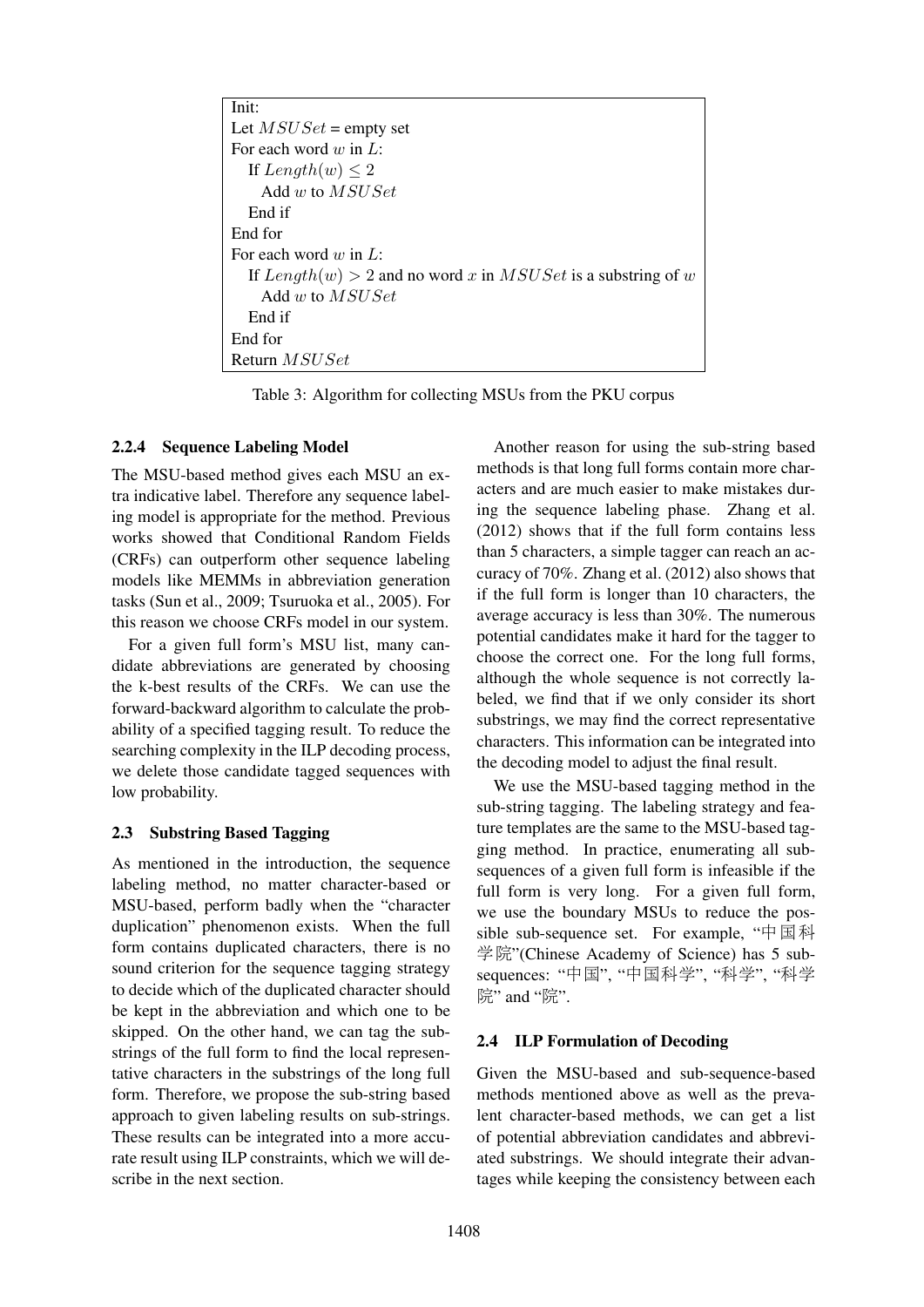```
Init:
Let MSUSet = empty set
For each word w in L:
  If Length(w) ≤ 2
    Add w to MSUSet
  End if
End for
For each word w in L:
  If Length(w) > 2 and no word x in MSUSet is a substring of w
    Add w to MSUSet
  End if
End for
Return MSUSet
```

Table 3: Algorithm for collecting MSUs from the PKU corpus

#### 2.2.4 Sequence Labeling Model

The MSU-based method gives each MSU an extra indicative label. Therefore any sequence labeling model is appropriate for the method. Previous works showed that Conditional Random Fields (CRFs) can outperform other sequence labeling models like MEMMs in abbreviation generation tasks (Sun et al., 2009; Tsuruoka et al., 2005). For this reason we choose CRFs model in our system.

For a given full form's MSU list, many candidate abbreviations are generated by choosing the k-best results of the CRFs. We can use the forward-backward algorithm to calculate the probability of a specified tagging result. To reduce the searching complexity in the ILP decoding process, we delete those candidate tagged sequences with low probability.

### 2.3 Substring Based Tagging

As mentioned in the introduction, the sequence labeling method, no matter character-based or MSU-based, perform badly when the "character duplication" phenomenon exists. When the full form contains duplicated characters, there is no sound criterion for the sequence tagging strategy to decide which of the duplicated character should be kept in the abbreviation and which one to be skipped. On the other hand, we can tag the substrings of the full form to find the local representative characters in the substrings of the long full form. Therefore, we propose the sub-string based approach to given labeling results on sub-strings. These results can be integrated into a more accurate result using ILP constraints, which we will describe in the next section.

Another reason for using the sub-string based methods is that long full forms contain more characters and are much easier to make mistakes during the sequence labeling phase. Zhang et al. (2012) shows that if the full form contains less than 5 characters, a simple tagger can reach an accuracy of 70%. Zhang et al. (2012) also shows that if the full form is longer than 10 characters, the average accuracy is less than 30%. The numerous potential candidates make it hard for the tagger to choose the correct one. For the long full forms, although the whole sequence is not correctly labeled, we find that if we only consider its short substrings, we may find the correct representative characters. This information can be integrated into the decoding model to adjust the final result.

We use the MSU-based tagging method in the sub-string tagging. The labeling strategy and feature templates are the same to the MSU-based tagging method. In practice, enumerating all subsequences of a given full form is infeasible if the full form is very long. For a given full form, we use the boundary MSUs to reduce the possible sub-sequence set. For example, "中国科学院"(Chinese Academy of Science) has 5 subsequences: "中国", "中国科学", "科学", "科学院" and "院".

### 2.4 ILP Formulation of Decoding

Given the MSU-based and sub-sequence-based methods mentioned above as well as the prevalent character-based methods, we can get a list of potential abbreviation candidates and abbreviated substrings. We should integrate their advantages while keeping the consistency between each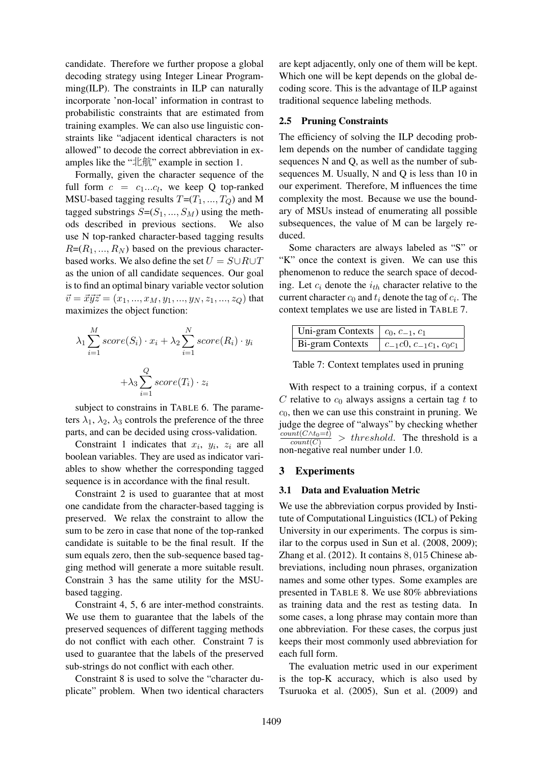candidate. Therefore we further propose a global decoding strategy using Integer Linear Programming(ILP). The constraints in ILP can naturally incorporate 'non-local' information in contrast to probabilistic constraints that are estimated from training examples. We can also use linguistic constraints like "adjacent identical characters is not allowed" to decode the correct abbreviation in examples like the "北航" example in section 1.

Formally, given the character sequence of the full form $c = c_1...c_l$, we keep Q top-ranked MSU-based tagging results $T$=$(T_1, ..., T_Q)$ and M tagged substrings $S$=$(S_1, ..., S_M)$ using the methods described in previous sections. We also use N top-ranked character-based tagging results $R$=$(R_1, ..., R_N)$ based on the previous character-based works. We also define the set $U = S \cup R \cup T$ as the union of all candidate sequences. Our goal is to find an optimal binary variable vector solution $\vec{v} = \vec{x}\vec{y}\vec{z} = (x_1, ..., x_M, y_1, ..., y_N, z_1, ..., z_Q)$ that maximizes the object function:

$$\lambda_1 \sum_{i=1}^{M} score(S_i) \cdot x_i + \lambda_2 \sum_{i=1}^{N} score(R_i) \cdot y_i$$

$$+\lambda_3 \sum_{i=1}^{Q} score(T_i) \cdot z_i$$

subject to constrains in TABLE 6. The parameters $\lambda_1$, $\lambda_2$, $\lambda_3$ controls the preference of the three parts, and can be decided using cross-validation.

Constraint 1 indicates that $x_i$, $y_i$, $z_i$ are all boolean variables. They are used as indicator variables to show whether the corresponding tagged sequence is in accordance with the final result.

Constraint 2 is used to guarantee that at most one candidate from the character-based tagging is preserved. We relax the constraint to allow the sum to be zero in case that none of the top-ranked candidate is suitable to be the final result. If the sum equals zero, then the sub-sequence based tagging method will generate a more suitable result. Constrain 3 has the same utility for the MSU-based tagging.

Constraint 4, 5, 6 are inter-method constraints. We use them to guarantee that the labels of the preserved sequences of different tagging methods do not conflict with each other. Constraint 7 is used to guarantee that the labels of the preserved sub-strings do not conflict with each other.

Constraint 8 is used to solve the "character duplicate" problem. When two identical characters are kept adjacently, only one of them will be kept. Which one will be kept depends on the global decoding score. This is the advantage of ILP against traditional sequence labeling methods.

### 2.5 Pruning Constraints

The efficiency of solving the ILP decoding problem depends on the number of candidate tagging sequences N and Q, as well as the number of subsequences M. Usually, N and Q is less than 10 in our experiment. Therefore, M influences the time complexity the most. Because we use the boundary of MSUs instead of enumerating all possible subsequences, the value of M can be largely reduced.

Some characters are always labeled as "S" or "K" once the context is given. We can use this phenomenon to reduce the search space of decoding. Let $c_i$ denote the $i_{th}$ character relative to the current character $c_0$ and $t_i$ denote the tag of $c_i$. The context templates we use are listed in TABLE 7.

| | |
|---|---|
| Uni-gram Contexts | $c_0$, $c_{-1}$, $c_1$ |
| Bi-gram Contexts | $c_{-1}c0$, $c_{-1}c_1$, $c_0c_1$ |

Table 7: Context templates used in pruning

With respect to a training corpus, if a context $C$ relative to $c_0$ always assigns a certain tag $t$ to $c_0$, then we can use this constraint in pruning. We judge the degree of "always" by checking whether $\frac{count(C \wedge t_0 = t)}{count(C)} > threshold$. The threshold is a non-negative real number under 1.0.

## 3 Experiments

### 3.1 Data and Evaluation Metric

We use the abbreviation corpus provided by Institute of Computational Linguistics (ICL) of Peking University in our experiments. The corpus is similar to the corpus used in Sun et al. (2008, 2009); Zhang et al. (2012). It contains $8,015$ Chinese abbreviations, including noun phrases, organization names and some other types. Some examples are presented in TABLE 8. We use 80% abbreviations as training data and the rest as testing data. In some cases, a long phrase may contain more than one abbreviation. For these cases, the corpus just keeps their most commonly used abbreviation for each full form.

The evaluation metric used in our experiment is the top-K accuracy, which is also used by Tsuruoka et al. (2005), Sun et al. (2009) and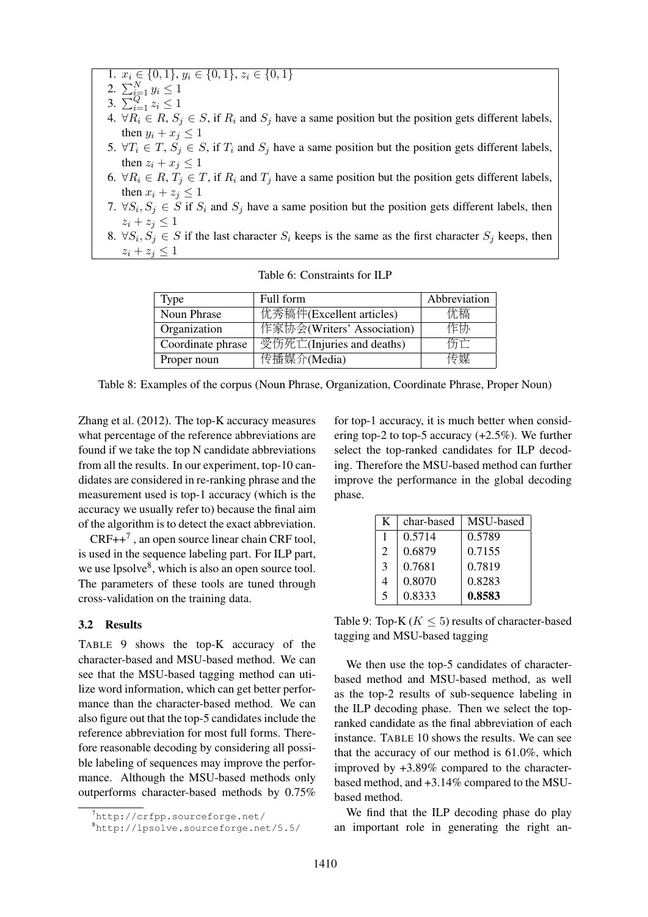1. $x_i \in \{0,1\}$, $y_i \in \{0,1\}$, $z_i \in \{0,1\}$
2. $\sum_{i=1}^{N} y_i \leq 1$
3. $\sum_{i=1}^{Q} z_i \leq 1$
4. $\forall R_i \in R, S_j \in S$, if $R_i$ and $S_j$ have a same position but the position gets different labels, then $y_i + x_j \leq 1$
5. $\forall T_i \in T, S_j \in S$, if $T_i$ and $S_j$ have a same position but the position gets different labels, then $z_i + x_j \leq 1$
6. $\forall R_i \in R, T_j \in T$, if $R_i$ and $T_j$ have a same position but the position gets different labels, then $x_i + z_j \leq 1$
7. $\forall S_i, S_j \in S$ if $S_i$ and $S_j$ have a same position but the position gets different labels, then $z_i + z_j \leq 1$
8. $\forall S_i, S_j \in S$ if the last character $S_i$ keeps is the same as the first character $S_j$ keeps, then $z_i + z_j \leq 1$

Table 6: Constraints for ILP

| Type | Full form | Abbreviation |
|---|---|---|
| Noun Phrase | 优秀稿件(Excellent articles) | 优稿 |
| Organization | 作家协会(Writers' Association) | 作协 |
| Coordinate phrase | 受伤死亡(Injuries and deaths) | 伤亡 |
| Proper noun | 传播媒介(Media) | 传媒 |

Table 8: Examples of the corpus (Noun Phrase, Organization, Coordinate Phrase, Proper Noun)

Zhang et al. (2012). The top-K accuracy measures what percentage of the reference abbreviations are found if we take the top N candidate abbreviations from all the results. In our experiment, top-10 candidates are considered in re-ranking phrase and the measurement used is top-1 accuracy (which is the accuracy we usually refer to) because the final aim of the algorithm is to detect the exact abbreviation.

CRF++[7] , an open source linear chain CRF tool, is used in the sequence labeling part. For ILP part, we use lpsolve[8], which is also an open source tool. The parameters of these tools are tuned through cross-validation on the training data.

### 3.2 Results

TABLE 9 shows the top-K accuracy of the character-based and MSU-based method. We can see that the MSU-based tagging method can utilize word information, which can get better performance than the character-based method. We can also figure out that the top-5 candidates include the reference abbreviation for most full forms. Therefore reasonable decoding by considering all possible labeling of sequences may improve the performance. Although the MSU-based methods only outperforms character-based methods by 0.75% for top-1 accuracy, it is much better when considering top-2 to top-5 accuracy (+2.5%). We further select the top-ranked candidates for ILP decoding. Therefore the MSU-based method can further improve the performance in the global decoding phase.

| K | char-based | MSU-based |
|---|---|---|
| 1 | 0.5714 | 0.5789 |
| 2 | 0.6879 | 0.7155 |
| 3 | 0.7681 | 0.7819 |
| 4 | 0.8070 | 0.8283 |
| 5 | 0.8333 | **0.8583** |

Table 9: Top-K ($K \leq 5$) results of character-based tagging and MSU-based tagging

We then use the top-5 candidates of character-based method and MSU-based method, as well as the top-2 results of sub-sequence labeling in the ILP decoding phase. Then we select the top-ranked candidate as the final abbreviation of each instance. TABLE 10 shows the results. We can see that the accuracy of our method is 61.0%, which improved by +3.89% compared to the character-based method, and +3.14% compared to the MSU-based method.

We find that the ILP decoding phase do play an important role in generating the right an-

[7] http://crfpp.sourceforge.net/

[8] http://lpsolve.sourceforge.net/5.5/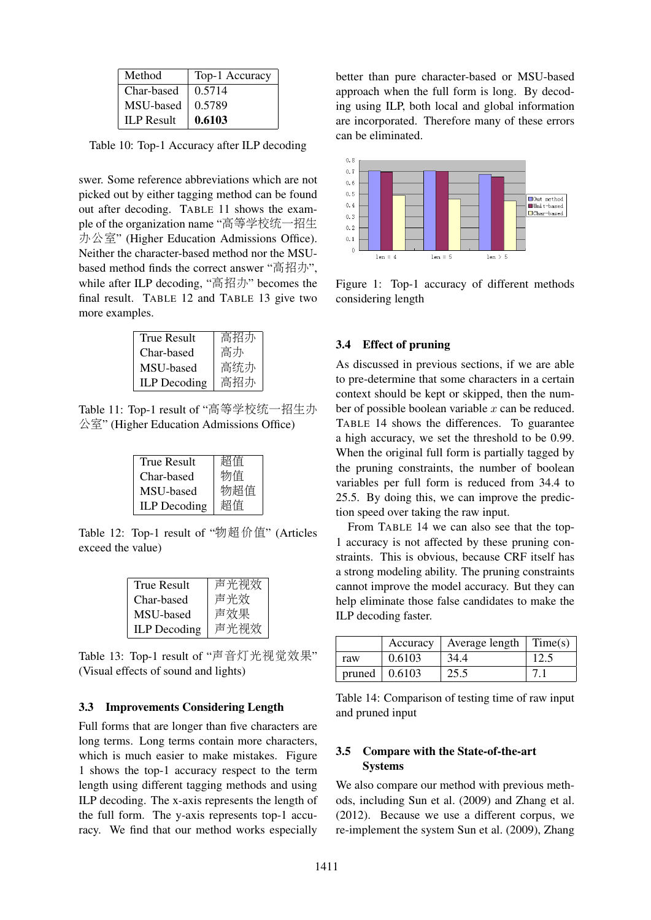| Method | Top-1 Accuracy |
|---|---|
| Char-based | 0.5714 |
| MSU-based | 0.5789 |
| ILP Result | **0.6103** |

Table 10: Top-1 Accuracy after ILP decoding

swer. Some reference abbreviations which are not picked out by either tagging method can be found out after decoding. TABLE 11 shows the example of the organization name "高等学校统一招生办公室" (Higher Education Admissions Office). Neither the character-based method nor the MSU-based method finds the correct answer "高招办", while after ILP decoding, "高招办" becomes the final result. TABLE 12 and TABLE 13 give two more examples.

| True Result | 高招办 |
|---|---|
| Char-based | 高办 |
| MSU-based | 高统办 |
| ILP Decoding | 高招办 |

Table 11: Top-1 result of "高等学校统一招生办公室" (Higher Education Admissions Office)

| True Result | 超值 |
|---|---|
| Char-based | 物值 |
| MSU-based | 物超值 |
| ILP Decoding | 超值 |

Table 12: Top-1 result of "物超价值" (Articles exceed the value)

| True Result | 声光视效 |
|---|---|
| Char-based | 声光效 |
| MSU-based | 声效果 |
| ILP Decoding | 声光视效 |

Table 13: Top-1 result of "声音灯光视觉效果" (Visual effects of sound and lights)

### 3.3 Improvements Considering Length

Full forms that are longer than five characters are long terms. Long terms contain more characters, which is much easier to make mistakes. Figure 1 shows the top-1 accuracy respect to the term length using different tagging methods and using ILP decoding. The x-axis represents the length of the full form. The y-axis represents top-1 accuracy. We find that our method works especially better than pure character-based or MSU-based approach when the full form is long. By decoding using ILP, both local and global information are incorporated. Therefore many of these errors can be eliminated.

Figure 1: Top-1 accuracy of different methods considering length

### 3.4 Effect of pruning

As discussed in previous sections, if we are able to pre-determine that some characters in a certain context should be kept or skipped, then the number of possible boolean variable $x$ can be reduced. TABLE 14 shows the differences. To guarantee a high accuracy, we set the threshold to be 0.99. When the original full form is partially tagged by the pruning constraints, the number of boolean variables per full form is reduced from 34.4 to 25.5. By doing this, we can improve the prediction speed over taking the raw input.

From TABLE 14 we can also see that the top-1 accuracy is not affected by these pruning constraints. This is obvious, because CRF itself has a strong modeling ability. The pruning constraints cannot improve the model accuracy. But they can help eliminate those false candidates to make the ILP decoding faster.

| | Accuracy | Average length | Time(s) |
|---|---|---|---|
| raw | 0.6103 | 34.4 | 12.5 |
| pruned | 0.6103 | 25.5 | 7.1 |

Table 14: Comparison of testing time of raw input and pruned input

### 3.5 Compare with the State-of-the-art Systems

We also compare our method with previous methods, including Sun et al. (2009) and Zhang et al. (2012). Because we use a different corpus, we re-implement the system Sun et al. (2009), Zhang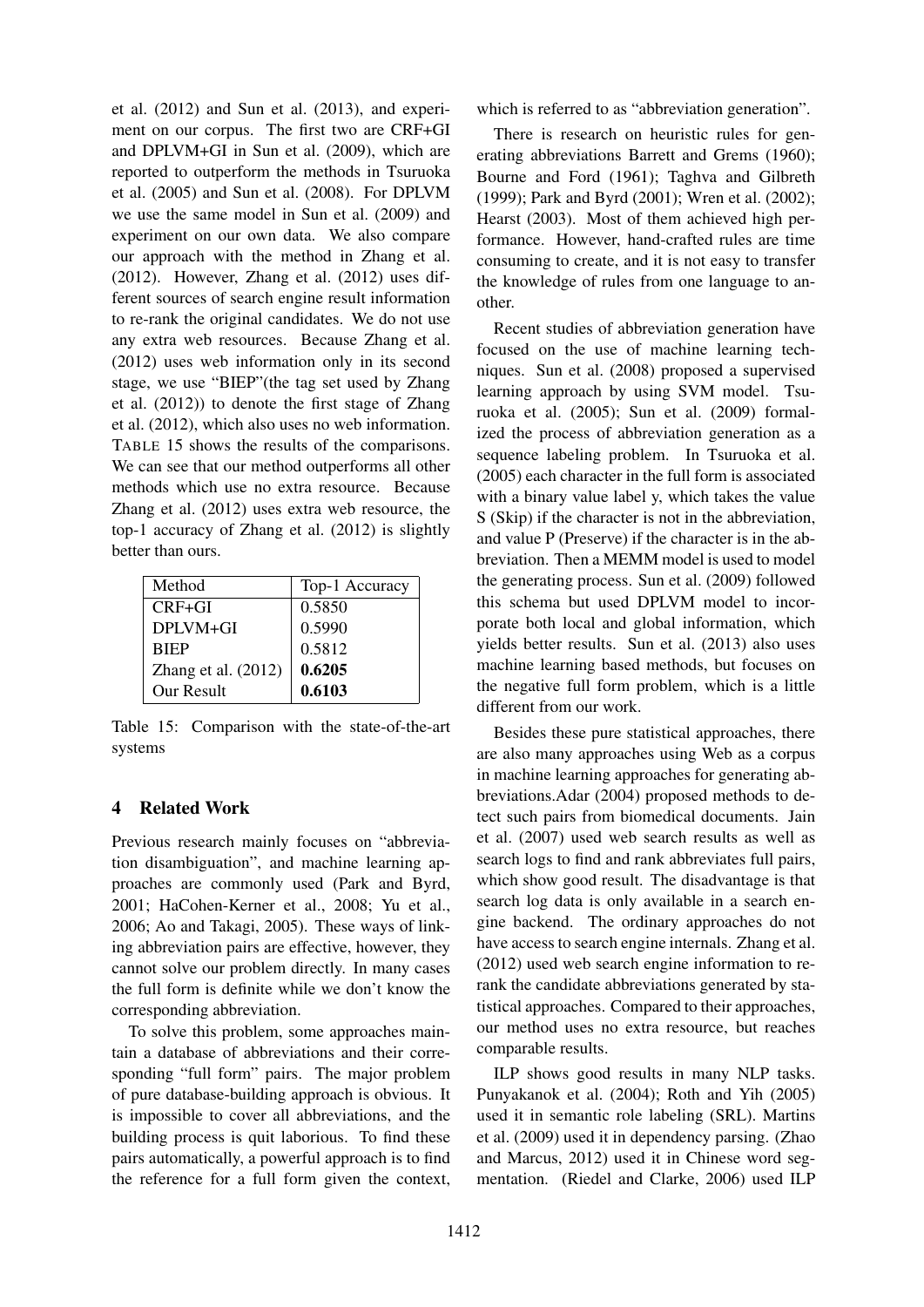et al. (2012) and Sun et al. (2013), and experiment on our corpus. The first two are CRF+GI and DPLVM+GI in Sun et al. (2009), which are reported to outperform the methods in Tsuruoka et al. (2005) and Sun et al. (2008). For DPLVM we use the same model in Sun et al. (2009) and experiment on our own data. We also compare our approach with the method in Zhang et al. (2012). However, Zhang et al. (2012) uses different sources of search engine result information to re-rank the original candidates. We do not use any extra web resources. Because Zhang et al. (2012) uses web information only in its second stage, we use "BIEP"(the tag set used by Zhang et al. (2012)) to denote the first stage of Zhang et al. (2012), which also uses no web information. TABLE 15 shows the results of the comparisons. We can see that our method outperforms all other methods which use no extra resource. Because Zhang et al. (2012) uses extra web resource, the top-1 accuracy of Zhang et al. (2012) is slightly better than ours.

| Method | Top-1 Accuracy |
|---|---|
| CRF+GI | 0.5850 |
| DPLVM+GI | 0.5990 |
| BIEP | 0.5812 |
| Zhang et al. (2012) | **0.6205** |
| Our Result | **0.6103** |

Table 15: Comparison with the state-of-the-art systems

## 4 Related Work

Previous research mainly focuses on "abbreviation disambiguation", and machine learning approaches are commonly used (Park and Byrd, 2001; HaCohen-Kerner et al., 2008; Yu et al., 2006; Ao and Takagi, 2005). These ways of linking abbreviation pairs are effective, however, they cannot solve our problem directly. In many cases the full form is definite while we don't know the corresponding abbreviation.

To solve this problem, some approaches maintain a database of abbreviations and their corresponding "full form" pairs. The major problem of pure database-building approach is obvious. It is impossible to cover all abbreviations, and the building process is quit laborious. To find these pairs automatically, a powerful approach is to find the reference for a full form given the context, which is referred to as "abbreviation generation".

There is research on heuristic rules for generating abbreviations Barrett and Grems (1960); Bourne and Ford (1961); Taghva and Gilbreth (1999); Park and Byrd (2001); Wren et al. (2002); Hearst (2003). Most of them achieved high performance. However, hand-crafted rules are time consuming to create, and it is not easy to transfer the knowledge of rules from one language to another.

Recent studies of abbreviation generation have focused on the use of machine learning techniques. Sun et al. (2008) proposed a supervised learning approach by using SVM model. Tsuruoka et al. (2005); Sun et al. (2009) formalized the process of abbreviation generation as a sequence labeling problem. In Tsuruoka et al. (2005) each character in the full form is associated with a binary value label y, which takes the value S (Skip) if the character is not in the abbreviation, and value P (Preserve) if the character is in the abbreviation. Then a MEMM model is used to model the generating process. Sun et al. (2009) followed this schema but used DPLVM model to incorporate both local and global information, which yields better results. Sun et al. (2013) also uses machine learning based methods, but focuses on the negative full form problem, which is a little different from our work.

Besides these pure statistical approaches, there are also many approaches using Web as a corpus in machine learning approaches for generating abbreviations.Adar (2004) proposed methods to detect such pairs from biomedical documents. Jain et al. (2007) used web search results as well as search logs to find and rank abbreviates full pairs, which show good result. The disadvantage is that search log data is only available in a search engine backend. The ordinary approaches do not have access to search engine internals. Zhang et al. (2012) used web search engine information to rerank the candidate abbreviations generated by statistical approaches. Compared to their approaches, our method uses no extra resource, but reaches comparable results.

ILP shows good results in many NLP tasks. Punyakanok et al. (2004); Roth and Yih (2005) used it in semantic role labeling (SRL). Martins et al. (2009) used it in dependency parsing. (Zhao and Marcus, 2012) used it in Chinese word segmentation. (Riedel and Clarke, 2006) used ILP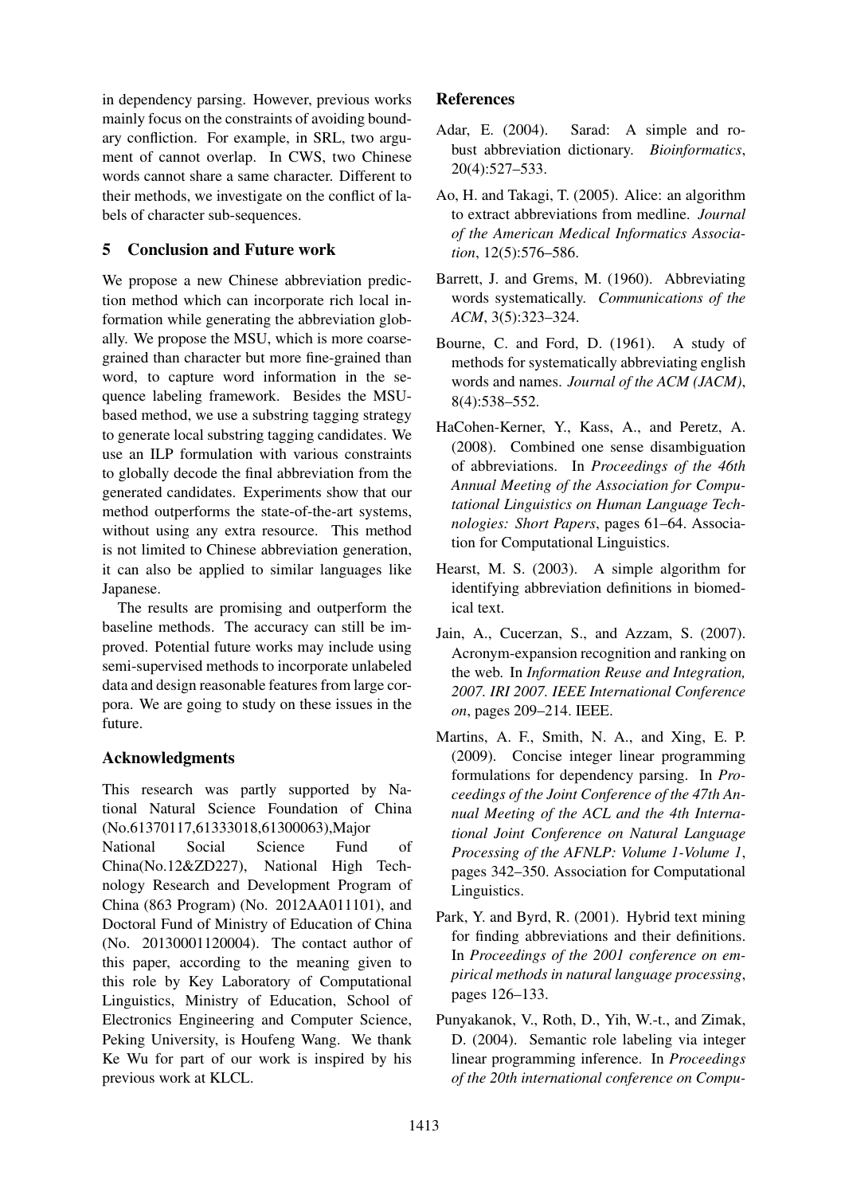in dependency parsing. However, previous works mainly focus on the constraints of avoiding boundary confliction. For example, in SRL, two argument of cannot overlap. In CWS, two Chinese words cannot share a same character. Different to their methods, we investigate on the conflict of labels of character sub-sequences.

## 5 Conclusion and Future work

We propose a new Chinese abbreviation prediction method which can incorporate rich local information while generating the abbreviation globally. We propose the MSU, which is more coarse-grained than character but more fine-grained than word, to capture word information in the sequence labeling framework. Besides the MSU-based method, we use a substring tagging strategy to generate local substring tagging candidates. We use an ILP formulation with various constraints to globally decode the final abbreviation from the generated candidates. Experiments show that our method outperforms the state-of-the-art systems, without using any extra resource. This method is not limited to Chinese abbreviation generation, it can also be applied to similar languages like Japanese.

The results are promising and outperform the baseline methods. The accuracy can still be improved. Potential future works may include using semi-supervised methods to incorporate unlabeled data and design reasonable features from large corpora. We are going to study on these issues in the future.

## Acknowledgments

This research was partly supported by National Natural Science Foundation of China (No.61370117,61333018,61300063),Major National Social Science Fund of China(No.12&ZD227), National High Technology Research and Development Program of China (863 Program) (No. 2012AA011101), and Doctoral Fund of Ministry of Education of China (No. 20130001120004). The contact author of this paper, according to the meaning given to this role by Key Laboratory of Computational Linguistics, Ministry of Education, School of Electronics Engineering and Computer Science, Peking University, is Houfeng Wang. We thank Ke Wu for part of our work is inspired by his previous work at KLCL.

## References

Adar, E. (2004). Sarad: A simple and robust abbreviation dictionary. *Bioinformatics*, 20(4):527–533.

Ao, H. and Takagi, T. (2005). Alice: an algorithm to extract abbreviations from medline. *Journal of the American Medical Informatics Association*, 12(5):576–586.

Barrett, J. and Grems, M. (1960). Abbreviating words systematically. *Communications of the ACM*, 3(5):323–324.

Bourne, C. and Ford, D. (1961). A study of methods for systematically abbreviating english words and names. *Journal of the ACM (JACM)*, 8(4):538–552.

HaCohen-Kerner, Y., Kass, A., and Peretz, A. (2008). Combined one sense disambiguation of abbreviations. In *Proceedings of the 46th Annual Meeting of the Association for Computational Linguistics on Human Language Technologies: Short Papers*, pages 61–64. Association for Computational Linguistics.

Hearst, M. S. (2003). A simple algorithm for identifying abbreviation definitions in biomedical text.

Jain, A., Cucerzan, S., and Azzam, S. (2007). Acronym-expansion recognition and ranking on the web. In *Information Reuse and Integration, 2007. IRI 2007. IEEE International Conference on*, pages 209–214. IEEE.

Martins, A. F., Smith, N. A., and Xing, E. P. (2009). Concise integer linear programming formulations for dependency parsing. In *Proceedings of the Joint Conference of the 47th Annual Meeting of the ACL and the 4th International Joint Conference on Natural Language Processing of the AFNLP: Volume 1-Volume 1*, pages 342–350. Association for Computational Linguistics.

Park, Y. and Byrd, R. (2001). Hybrid text mining for finding abbreviations and their definitions. In *Proceedings of the 2001 conference on empirical methods in natural language processing*, pages 126–133.

Punyakanok, V., Roth, D., Yih, W.-t., and Zimak, D. (2004). Semantic role labeling via integer linear programming inference. In *Proceedings of the 20th international conference on Compu-*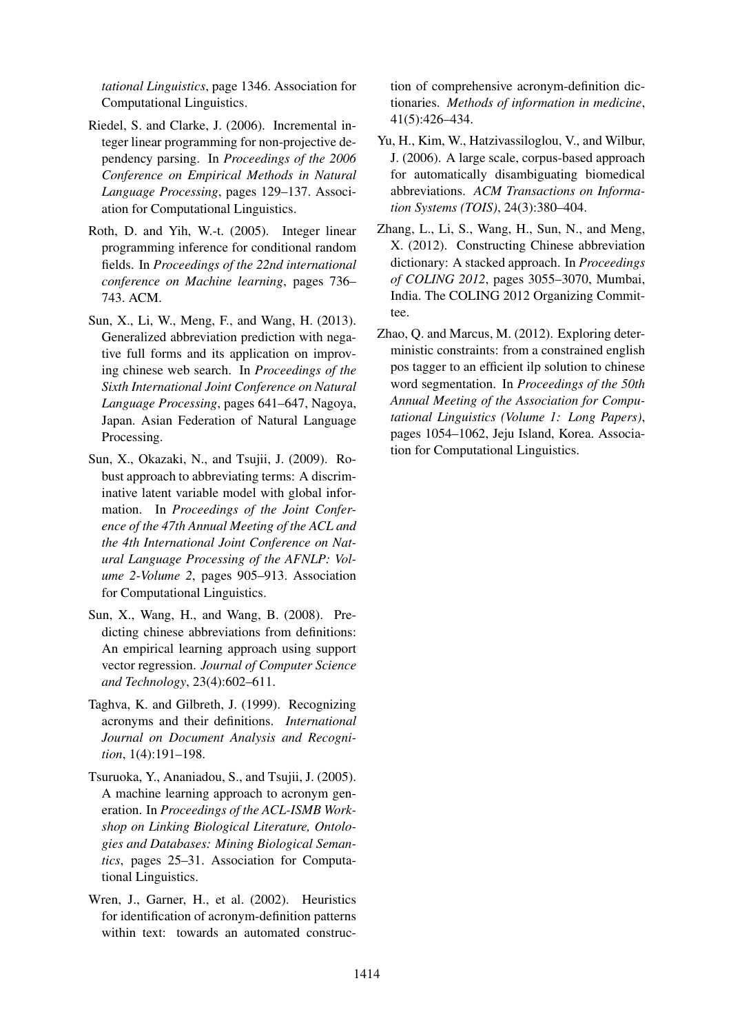*tational Linguistics*, page 1346. Association for Computational Linguistics.

Riedel, S. and Clarke, J. (2006). Incremental integer linear programming for non-projective dependency parsing. In *Proceedings of the 2006 Conference on Empirical Methods in Natural Language Processing*, pages 129–137. Association for Computational Linguistics.

Roth, D. and Yih, W.-t. (2005). Integer linear programming inference for conditional random fields. In *Proceedings of the 22nd international conference on Machine learning*, pages 736–743. ACM.

Sun, X., Li, W., Meng, F., and Wang, H. (2013). Generalized abbreviation prediction with negative full forms and its application on improving chinese web search. In *Proceedings of the Sixth International Joint Conference on Natural Language Processing*, pages 641–647, Nagoya, Japan. Asian Federation of Natural Language Processing.

Sun, X., Okazaki, N., and Tsujii, J. (2009). Robust approach to abbreviating terms: A discriminative latent variable model with global information. In *Proceedings of the Joint Conference of the 47th Annual Meeting of the ACL and the 4th International Joint Conference on Natural Language Processing of the AFNLP: Volume 2-Volume 2*, pages 905–913. Association for Computational Linguistics.

Sun, X., Wang, H., and Wang, B. (2008). Predicting chinese abbreviations from definitions: An empirical learning approach using support vector regression. *Journal of Computer Science and Technology*, 23(4):602–611.

Taghva, K. and Gilbreth, J. (1999). Recognizing acronyms and their definitions. *International Journal on Document Analysis and Recognition*, 1(4):191–198.

Tsuruoka, Y., Ananiadou, S., and Tsujii, J. (2005). A machine learning approach to acronym generation. In *Proceedings of the ACL-ISMB Workshop on Linking Biological Literature, Ontologies and Databases: Mining Biological Semantics*, pages 25–31. Association for Computational Linguistics.

Wren, J., Garner, H., et al. (2002). Heuristics for identification of acronym-definition patterns within text: towards an automated construction of comprehensive acronym-definition dictionaries. *Methods of information in medicine*, 41(5):426–434.

Yu, H., Kim, W., Hatzivassiloglou, V., and Wilbur, J. (2006). A large scale, corpus-based approach for automatically disambiguating biomedical abbreviations. *ACM Transactions on Information Systems (TOIS)*, 24(3):380–404.

Zhang, L., Li, S., Wang, H., Sun, N., and Meng, X. (2012). Constructing Chinese abbreviation dictionary: A stacked approach. In *Proceedings of COLING 2012*, pages 3055–3070, Mumbai, India. The COLING 2012 Organizing Committee.

Zhao, Q. and Marcus, M. (2012). Exploring deterministic constraints: from a constrained english pos tagger to an efficient ilp solution to chinese word segmentation. In *Proceedings of the 50th Annual Meeting of the Association for Computational Linguistics (Volume 1: Long Papers)*, pages 1054–1062, Jeju Island, Korea. Association for Computational Linguistics.